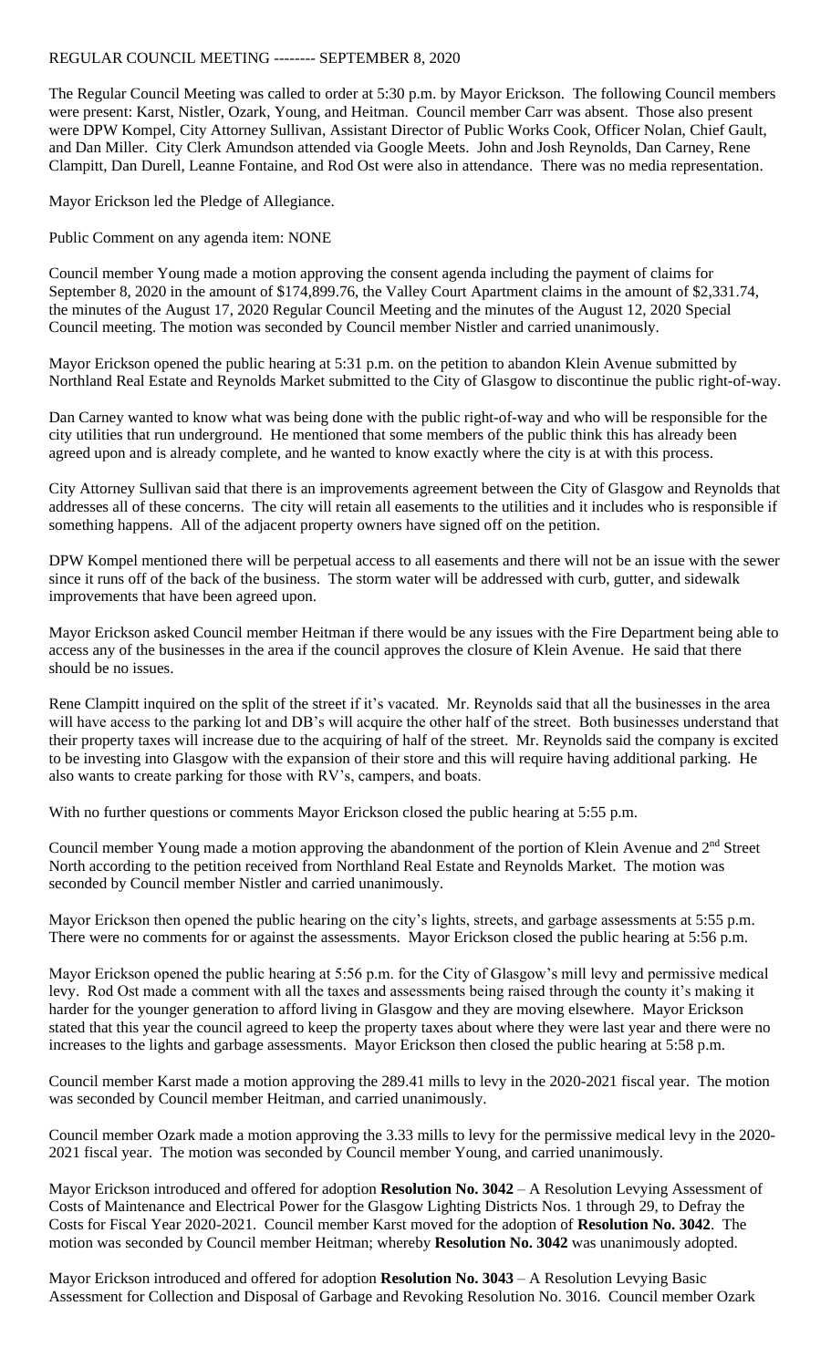REGULAR COUNCIL MEETING -------- SEPTEMBER 8, 2020

The Regular Council Meeting was called to order at 5:30 p.m. by Mayor Erickson. The following Council members were present: Karst, Nistler, Ozark, Young, and Heitman. Council member Carr was absent. Those also present were DPW Kompel, City Attorney Sullivan, Assistant Director of Public Works Cook, Officer Nolan, Chief Gault, and Dan Miller. City Clerk Amundson attended via Google Meets. John and Josh Reynolds, Dan Carney, Rene Clampitt, Dan Durell, Leanne Fontaine, and Rod Ost were also in attendance. There was no media representation.

Mayor Erickson led the Pledge of Allegiance.

Public Comment on any agenda item: NONE

Council member Young made a motion approving the consent agenda including the payment of claims for September 8, 2020 in the amount of $174,899.76, the Valley Court Apartment claims in the amount of $2,331.74, the minutes of the August 17, 2020 Regular Council Meeting and the minutes of the August 12, 2020 Special Council meeting. The motion was seconded by Council member Nistler and carried unanimously.

Mayor Erickson opened the public hearing at 5:31 p.m. on the petition to abandon Klein Avenue submitted by Northland Real Estate and Reynolds Market submitted to the City of Glasgow to discontinue the public right-of-way.

Dan Carney wanted to know what was being done with the public right-of-way and who will be responsible for the city utilities that run underground. He mentioned that some members of the public think this has already been agreed upon and is already complete, and he wanted to know exactly where the city is at with this process.

City Attorney Sullivan said that there is an improvements agreement between the City of Glasgow and Reynolds that addresses all of these concerns. The city will retain all easements to the utilities and it includes who is responsible if something happens. All of the adjacent property owners have signed off on the petition.

DPW Kompel mentioned there will be perpetual access to all easements and there will not be an issue with the sewer since it runs off of the back of the business. The storm water will be addressed with curb, gutter, and sidewalk improvements that have been agreed upon.

Mayor Erickson asked Council member Heitman if there would be any issues with the Fire Department being able to access any of the businesses in the area if the council approves the closure of Klein Avenue. He said that there should be no issues.

Rene Clampitt inquired on the split of the street if it's vacated. Mr. Reynolds said that all the businesses in the area will have access to the parking lot and DB's will acquire the other half of the street. Both businesses understand that their property taxes will increase due to the acquiring of half of the street. Mr. Reynolds said the company is excited to be investing into Glasgow with the expansion of their store and this will require having additional parking. He also wants to create parking for those with RV's, campers, and boats.

With no further questions or comments Mayor Erickson closed the public hearing at 5:55 p.m.

Council member Young made a motion approving the abandonment of the portion of Klein Avenue and 2nd Street North according to the petition received from Northland Real Estate and Reynolds Market. The motion was seconded by Council member Nistler and carried unanimously.

Mayor Erickson then opened the public hearing on the city's lights, streets, and garbage assessments at 5:55 p.m. There were no comments for or against the assessments. Mayor Erickson closed the public hearing at 5:56 p.m.

Mayor Erickson opened the public hearing at 5:56 p.m. for the City of Glasgow's mill levy and permissive medical levy. Rod Ost made a comment with all the taxes and assessments being raised through the county it's making it harder for the younger generation to afford living in Glasgow and they are moving elsewhere. Mayor Erickson stated that this year the council agreed to keep the property taxes about where they were last year and there were no increases to the lights and garbage assessments. Mayor Erickson then closed the public hearing at 5:58 p.m.

Council member Karst made a motion approving the 289.41 mills to levy in the 2020-2021 fiscal year. The motion was seconded by Council member Heitman, and carried unanimously.

Council member Ozark made a motion approving the 3.33 mills to levy for the permissive medical levy in the 2020-2021 fiscal year. The motion was seconded by Council member Young, and carried unanimously.

Mayor Erickson introduced and offered for adoption **Resolution No. 3042** – A Resolution Levying Assessment of Costs of Maintenance and Electrical Power for the Glasgow Lighting Districts Nos. 1 through 29, to Defray the Costs for Fiscal Year 2020-2021. Council member Karst moved for the adoption of **Resolution No. 3042**. The motion was seconded by Council member Heitman; whereby **Resolution No. 3042** was unanimously adopted.

Mayor Erickson introduced and offered for adoption **Resolution No. 3043** – A Resolution Levying Basic Assessment for Collection and Disposal of Garbage and Revoking Resolution No. 3016. Council member Ozark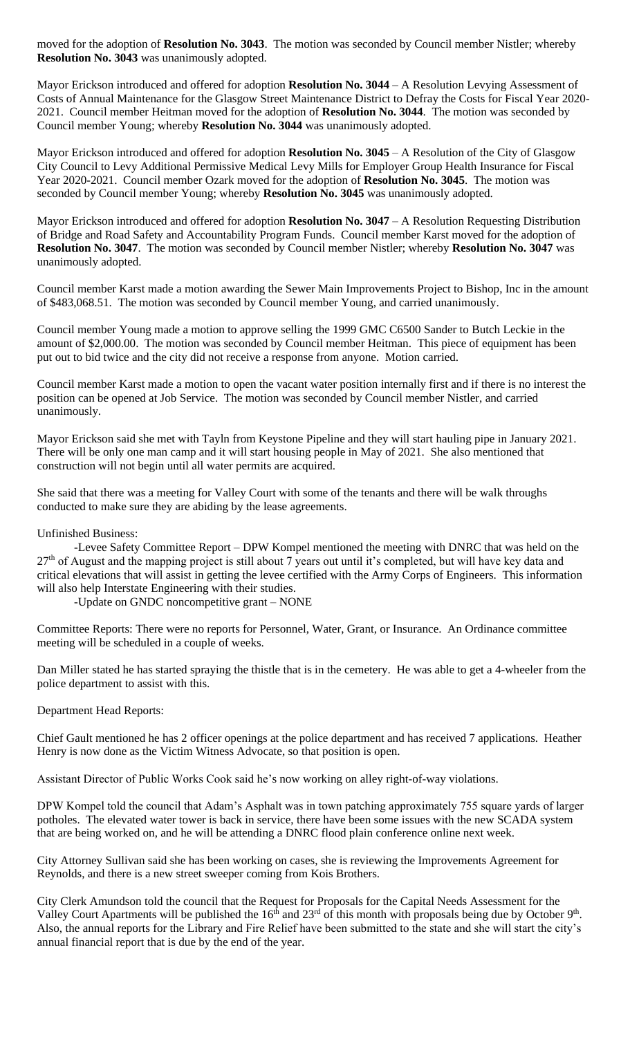moved for the adoption of **Resolution No. 3043**. The motion was seconded by Council member Nistler; whereby **Resolution No. 3043** was unanimously adopted.

Mayor Erickson introduced and offered for adoption **Resolution No. 3044** – A Resolution Levying Assessment of Costs of Annual Maintenance for the Glasgow Street Maintenance District to Defray the Costs for Fiscal Year 2020-2021. Council member Heitman moved for the adoption of **Resolution No. 3044**. The motion was seconded by Council member Young; whereby **Resolution No. 3044** was unanimously adopted.

Mayor Erickson introduced and offered for adoption **Resolution No. 3045** – A Resolution of the City of Glasgow City Council to Levy Additional Permissive Medical Levy Mills for Employer Group Health Insurance for Fiscal Year 2020-2021. Council member Ozark moved for the adoption of **Resolution No. 3045**. The motion was seconded by Council member Young; whereby **Resolution No. 3045** was unanimously adopted.

Mayor Erickson introduced and offered for adoption **Resolution No. 3047** – A Resolution Requesting Distribution of Bridge and Road Safety and Accountability Program Funds. Council member Karst moved for the adoption of **Resolution No. 3047**. The motion was seconded by Council member Nistler; whereby **Resolution No. 3047** was unanimously adopted.

Council member Karst made a motion awarding the Sewer Main Improvements Project to Bishop, Inc in the amount of $483,068.51. The motion was seconded by Council member Young, and carried unanimously.

Council member Young made a motion to approve selling the 1999 GMC C6500 Sander to Butch Leckie in the amount of $2,000.00. The motion was seconded by Council member Heitman. This piece of equipment has been put out to bid twice and the city did not receive a response from anyone. Motion carried.

Council member Karst made a motion to open the vacant water position internally first and if there is no interest the position can be opened at Job Service. The motion was seconded by Council member Nistler, and carried unanimously.

Mayor Erickson said she met with Tayln from Keystone Pipeline and they will start hauling pipe in January 2021. There will be only one man camp and it will start housing people in May of 2021. She also mentioned that construction will not begin until all water permits are acquired.

She said that there was a meeting for Valley Court with some of the tenants and there will be walk throughs conducted to make sure they are abiding by the lease agreements.

Unfinished Business:

-Levee Safety Committee Report – DPW Kompel mentioned the meeting with DNRC that was held on the 27th of August and the mapping project is still about 7 years out until it's completed, but will have key data and critical elevations that will assist in getting the levee certified with the Army Corps of Engineers. This information will also help Interstate Engineering with their studies.

-Update on GNDC noncompetitive grant – NONE

Committee Reports: There were no reports for Personnel, Water, Grant, or Insurance. An Ordinance committee meeting will be scheduled in a couple of weeks.

Dan Miller stated he has started spraying the thistle that is in the cemetery. He was able to get a 4-wheeler from the police department to assist with this.

Department Head Reports:

Chief Gault mentioned he has 2 officer openings at the police department and has received 7 applications. Heather Henry is now done as the Victim Witness Advocate, so that position is open.

Assistant Director of Public Works Cook said he's now working on alley right-of-way violations.

DPW Kompel told the council that Adam's Asphalt was in town patching approximately 755 square yards of larger potholes. The elevated water tower is back in service, there have been some issues with the new SCADA system that are being worked on, and he will be attending a DNRC flood plain conference online next week.

City Attorney Sullivan said she has been working on cases, she is reviewing the Improvements Agreement for Reynolds, and there is a new street sweeper coming from Kois Brothers.

City Clerk Amundson told the council that the Request for Proposals for the Capital Needs Assessment for the Valley Court Apartments will be published the 16th and 23rd of this month with proposals being due by October 9th. Also, the annual reports for the Library and Fire Relief have been submitted to the state and she will start the city's annual financial report that is due by the end of the year.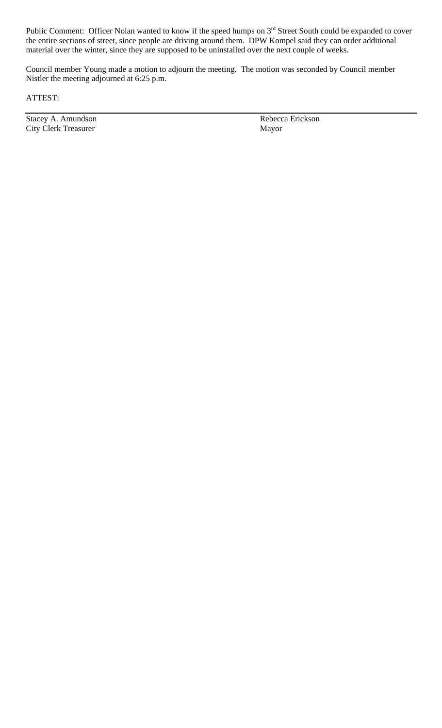Public Comment: Officer Nolan wanted to know if the speed humps on 3rd Street South could be expanded to cover the entire sections of street, since people are driving around them. DPW Kompel said they can order additional material over the winter, since they are supposed to be uninstalled over the next couple of weeks.

Council member Young made a motion to adjourn the meeting. The motion was seconded by Council member Nistler the meeting adjourned at 6:25 p.m.

ATTEST:

| | |
|---|---|
| Stacey A. Amundson | Rebecca Erickson |
| City Clerk Treasurer | Mayor |